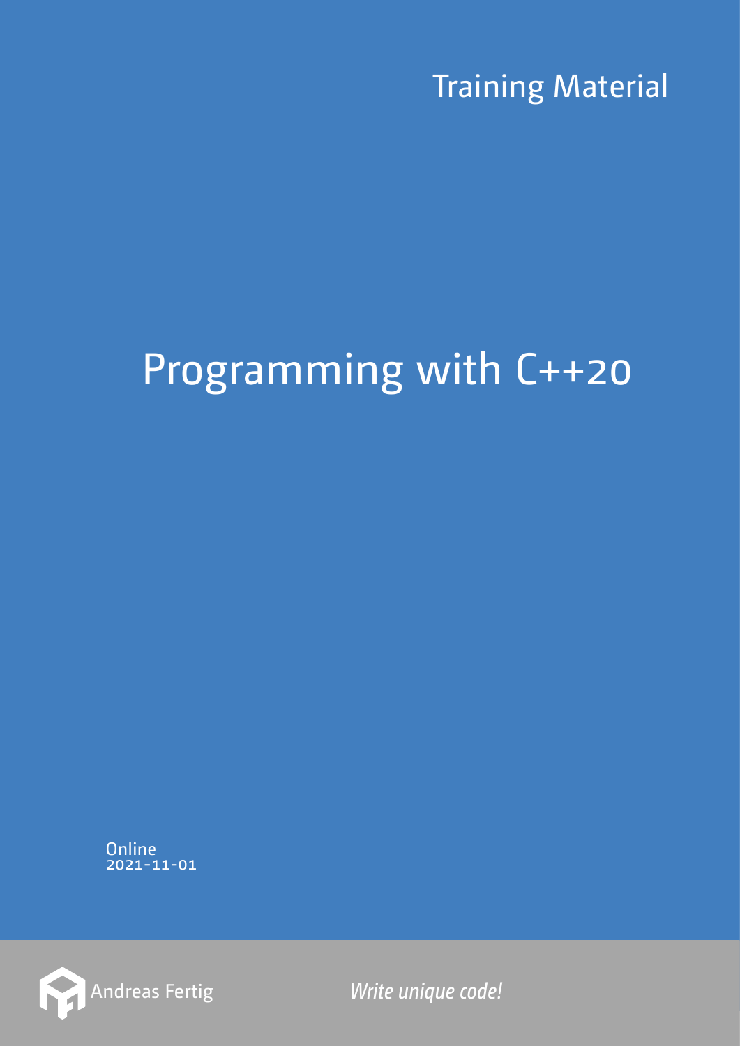Training Material

# Programming with C++20

Online
2021-11-01

Andreas Fertig

*Write unique code!*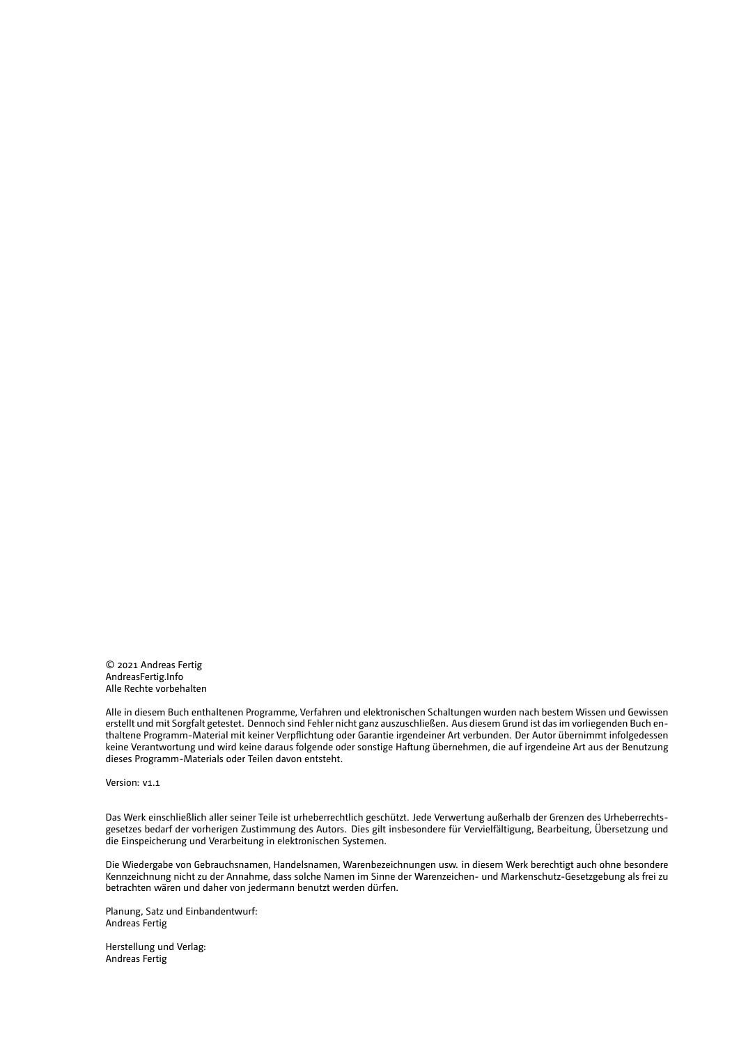© 2021 Andreas Fertig
AndreasFertig.Info
Alle Rechte vorbehalten

Alle in diesem Buch enthaltenen Programme, Verfahren und elektronischen Schaltungen wurden nach bestem Wissen und Gewissen erstellt und mit Sorgfalt getestet. Dennoch sind Fehler nicht ganz auszuschließen. Aus diesem Grund ist das im vorliegenden Buch enthaltene Programm-Material mit keiner Verpflichtung oder Garantie irgendeiner Art verbunden. Der Autor übernimmt infolgedessen keine Verantwortung und wird keine daraus folgende oder sonstige Haftung übernehmen, die auf irgendeine Art aus der Benutzung dieses Programm-Materials oder Teilen davon entsteht.

Version: v1.1

Das Werk einschließlich aller seiner Teile ist urheberrechtlich geschützt. Jede Verwertung außerhalb der Grenzen des Urheberrechtsgesetzes bedarf der vorherigen Zustimmung des Autors. Dies gilt insbesondere für Vervielfältigung, Bearbeitung, Übersetzung und die Einspeicherung und Verarbeitung in elektronischen Systemen.

Die Wiedergabe von Gebrauchsnamen, Handelsnamen, Warenbezeichnungen usw. in diesem Werk berechtigt auch ohne besondere Kennzeichnung nicht zu der Annahme, dass solche Namen im Sinne der Warenzeichen- und Markenschutz-Gesetzgebung als frei zu betrachten wären und daher von jedermann benutzt werden dürfen.

Planung, Satz und Einbandentwurf:
Andreas Fertig

Herstellung und Verlag:
Andreas Fertig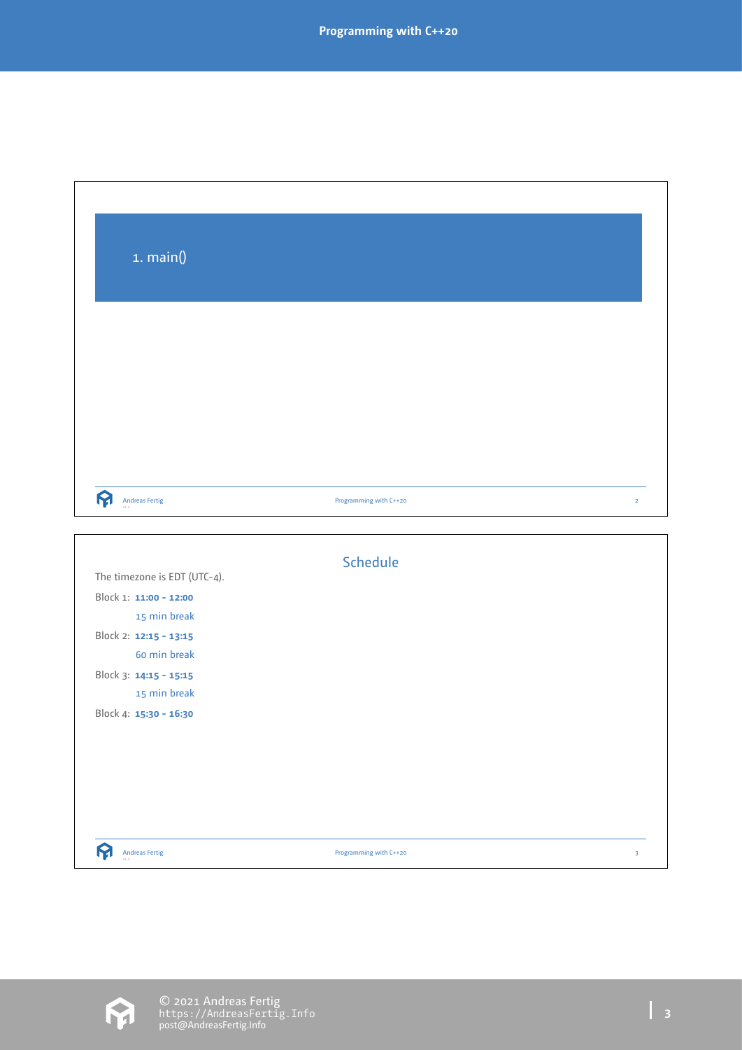# 1. main()

## Schedule

The timezone is EDT (UTC-4).

Block 1: **11:00 - 12:00**

15 min break

Block 2: **12:15 - 13:15**

60 min break

Block 3: **14:15 - 15:15**

15 min break

Block 4: **15:30 - 16:30**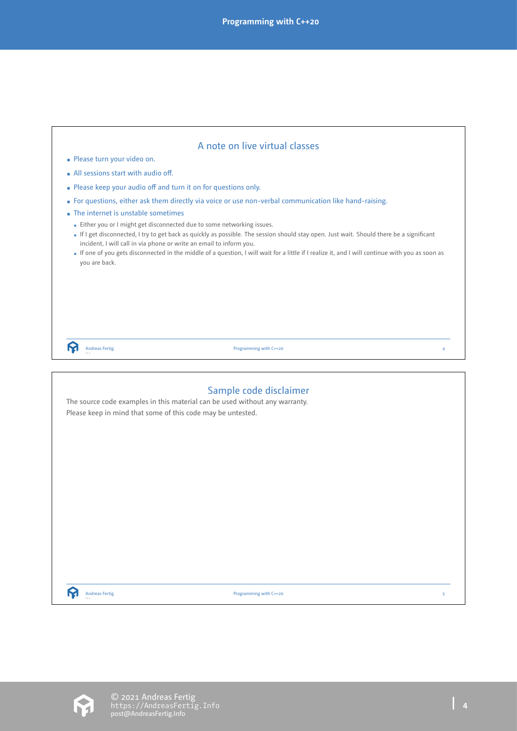## A note on live virtual classes

- Please turn your video on.
- All sessions start with audio off.
- Please keep your audio off and turn it on for questions only.
- For questions, either ask them directly via voice or use non-verbal communication like hand-raising.
- The internet is unstable sometimes
  - Either you or I might get disconnected due to some networking issues.
  - If I get disconnected, I try to get back as quickly as possible. The session should stay open. Just wait. Should there be a significant incident, I will call in via phone or write an email to inform you.
  - If one of you gets disconnected in the middle of a question, I will wait for a little if I realize it, and I will continue with you as soon as you are back.

## Sample code disclaimer

The source code examples in this material can be used without any warranty.
Please keep in mind that some of this code may be untested.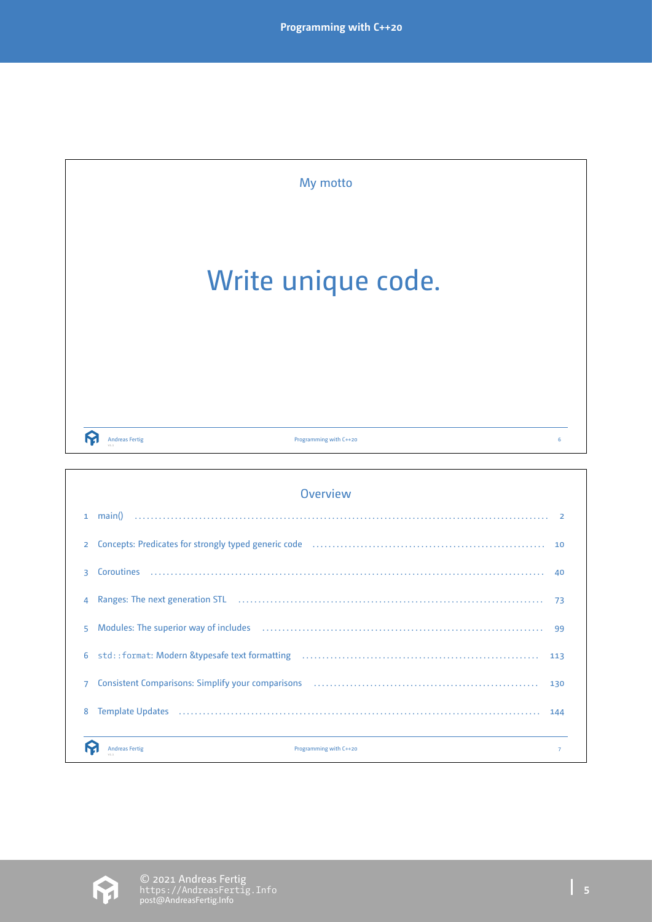## My motto

# Write unique code.

## Overview

1. main() ........ 2
2. Concepts: Predicates for strongly typed generic code ........ 10
3. Coroutines ........ 40
4. Ranges: The next generation STL ........ 73
5. Modules: The superior way of includes ........ 99
6. `std::format`: Modern &typesafe text formatting ........ 113
7. Consistent Comparisons: Simplify your comparisons ........ 130
8. Template Updates ........ 144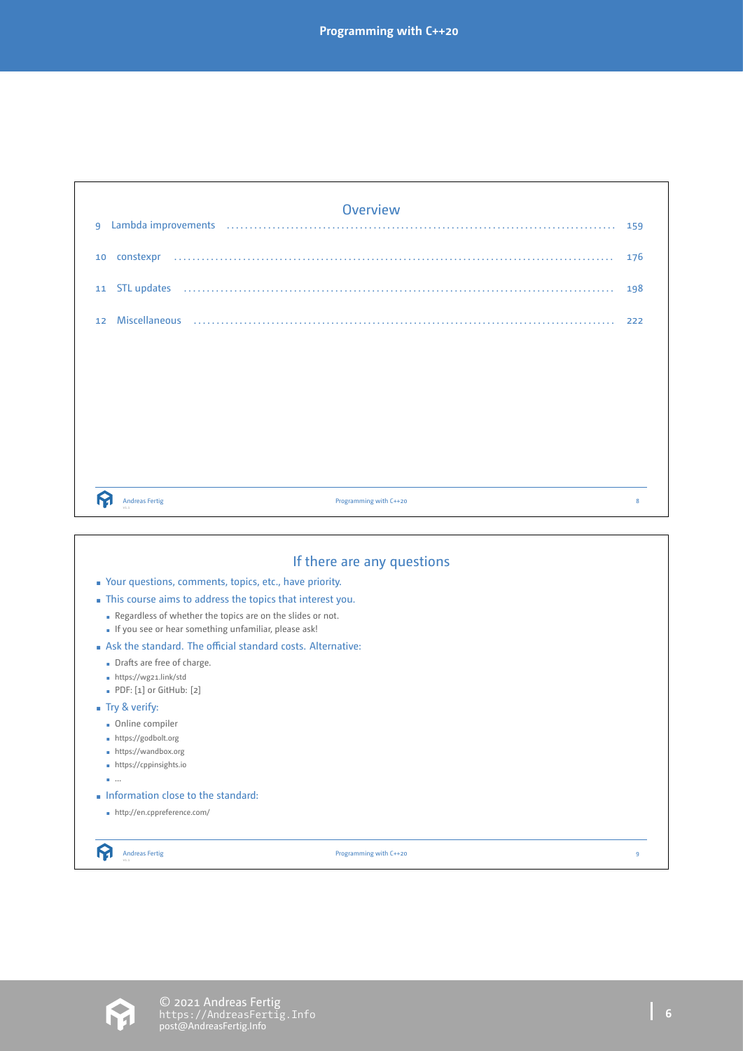## Overview

9 Lambda improvements ........ 159

10 constexpr ........ 176

11 STL updates ........ 198

12 Miscellaneous ........ 222

## If there are any questions

- Your questions, comments, topics, etc., have priority.
- This course aims to address the topics that interest you.
  - Regardless of whether the topics are on the slides or not.
  - If you see or hear something unfamiliar, please ask!
- Ask the standard. The official standard costs. Alternative:
  - Drafts are free of charge.
  - https://wg21.link/std
  - PDF: [1] or GitHub: [2]
- Try & verify:
  - Online compiler
  - https://godbolt.org
  - https://wandbox.org
  - https://cppinsights.io
  - ...
- Information close to the standard:
  - http://en.cppreference.com/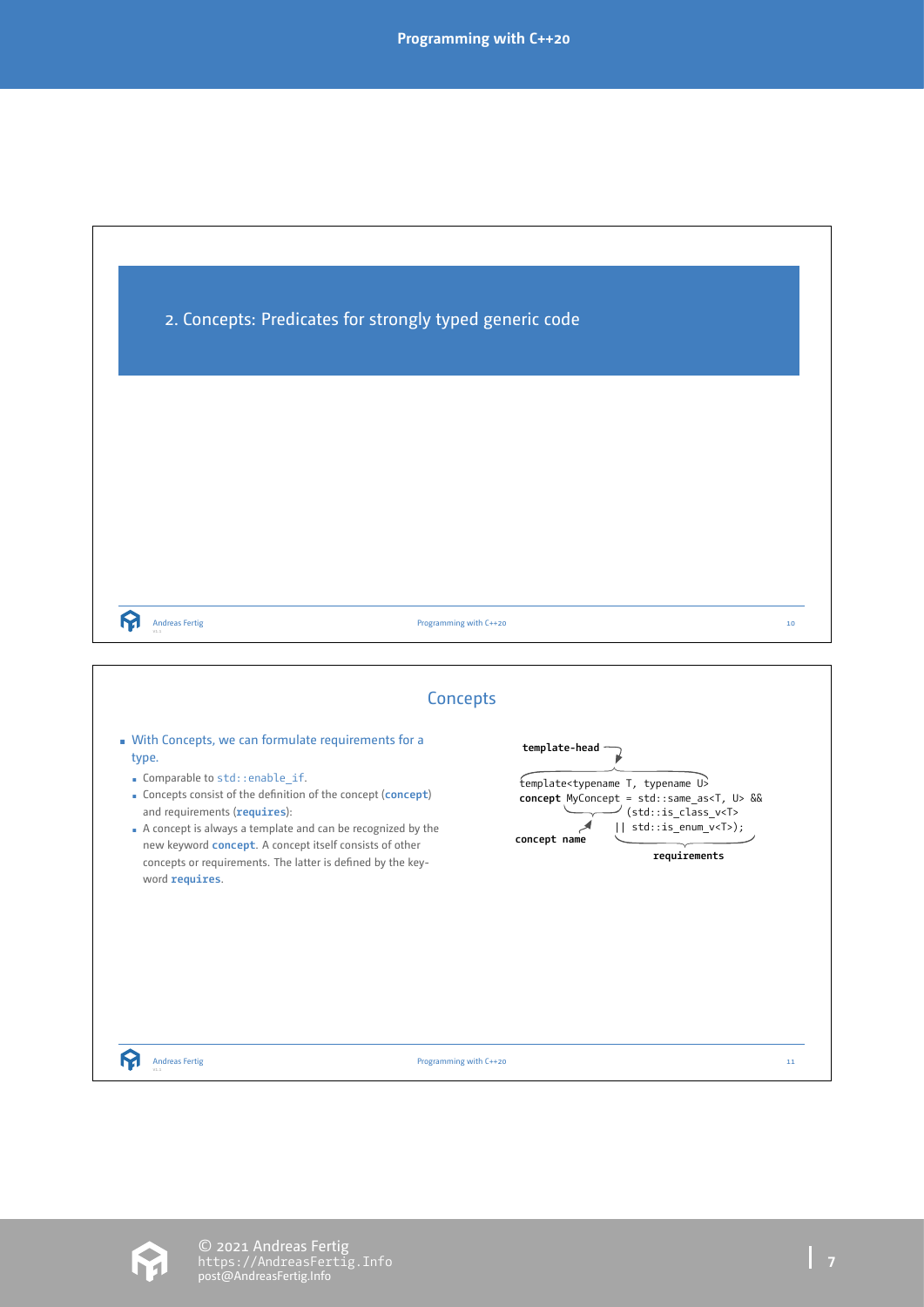## 2. Concepts: Predicates for strongly typed generic code

## Concepts

- With Concepts, we can formulate requirements for a type.
  - Comparable to `std::enable_if`.
  - Concepts consist of the definition of the concept (**concept**) and requirements (**requires**):
  - A concept is always a template and can be recognized by the new keyword **concept**. A concept itself consists of other concepts or requirements. The latter is defined by the keyword **requires**.

**template-head**

```
template<typename T, typename U>
concept MyConcept = std::same_as<T, U> &&
                    (std::is_class_v<T>
                    || std::is_enum_v<T>);
```

**concept name**

**requirements**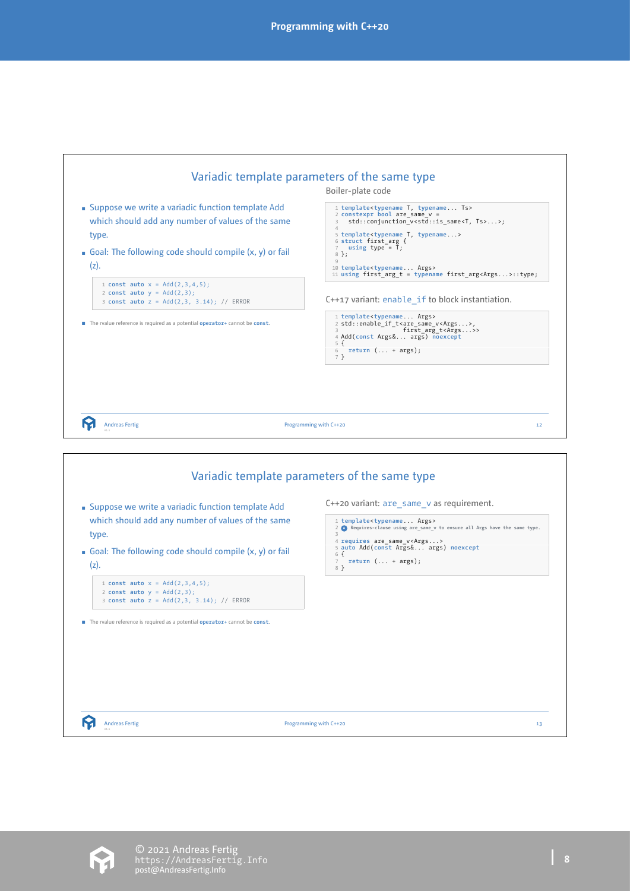## Variadic template parameters of the same type

- Suppose we write a variadic function template Add which should add any number of values of the same type.
- Goal: The following code should compile (x, y) or fail (z).

```
1 const auto x = Add(2,3,4,5);
2 const auto y = Add(2,3);
3 const auto z = Add(2,3, 3.14); // ERROR
```

- The rvalue reference is required as a potential operator+ cannot be const.

Boiler-plate code

```
1 template<typename T, typename... Ts>
2 constexpr bool are_same_v =
3   std::conjunction_v<std::is_same<T, Ts>...>;
4
5 template<typename T, typename...>
6 struct first_arg {
7   using type = T;
8 };
9
10 template<typename... Args>
11 using first_arg_t = typename first_arg<Args...>::type;
```

C++17 variant: enable_if to block instantiation.

```
1 template<typename... Args>
2 std::enable_if_t<are_same_v<Args...>,
3                  first_arg_t<Args...>>
4 Add(const Args&... args) noexcept
5 {
6   return (... + args);
7 }
```

## Variadic template parameters of the same type

- Suppose we write a variadic function template Add which should add any number of values of the same type.
- Goal: The following code should compile (x, y) or fail (z).

```
1 const auto x = Add(2,3,4,5);
2 const auto y = Add(2,3);
3 const auto z = Add(2,3, 3.14); // ERROR
```

- The rvalue reference is required as a potential operator+ cannot be const.

C++20 variant: are_same_v as requirement.

```
1 template<typename... Args>
2 A Requires-clause using are_same_v to ensure all Args have the same type.
3
4 requires are_same_v<Args...>
5 auto Add(const Args&... args) noexcept
6 {
7   return (... + args);
8 }
```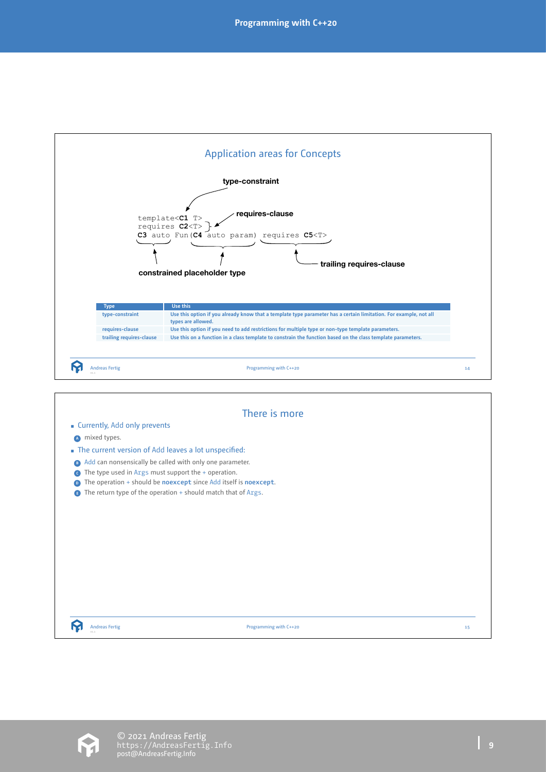## Application areas for Concepts

type-constraint

requires-clause

```
template<C1 T>
requires C2<T>
C3 auto Fun(C4 auto param) requires C5<T>
```

constrained placeholder type

trailing requires-clause

| Type | Use this |
|---|---|
| type-constraint | Use this option if you already know that a template type parameter has a certain limitation. For example, not all types are allowed. |
| requires-clause | Use this option if you need to add restrictions for multiple type or non-type template parameters. |
| trailing requires-clause | Use this on a function in a class template to constrain the function based on the class template parameters. |

## There is more

- Currently, Add only prevents
  - A mixed types.
- The current version of Add leaves a lot unspecified:
  - B Add can nonsensically be called with only one parameter.
  - C The type used in Args must support the + operation.
  - D The operation + should be **noexcept** since Add itself is **noexcept**.
  - E The return type of the operation + should match that of Args.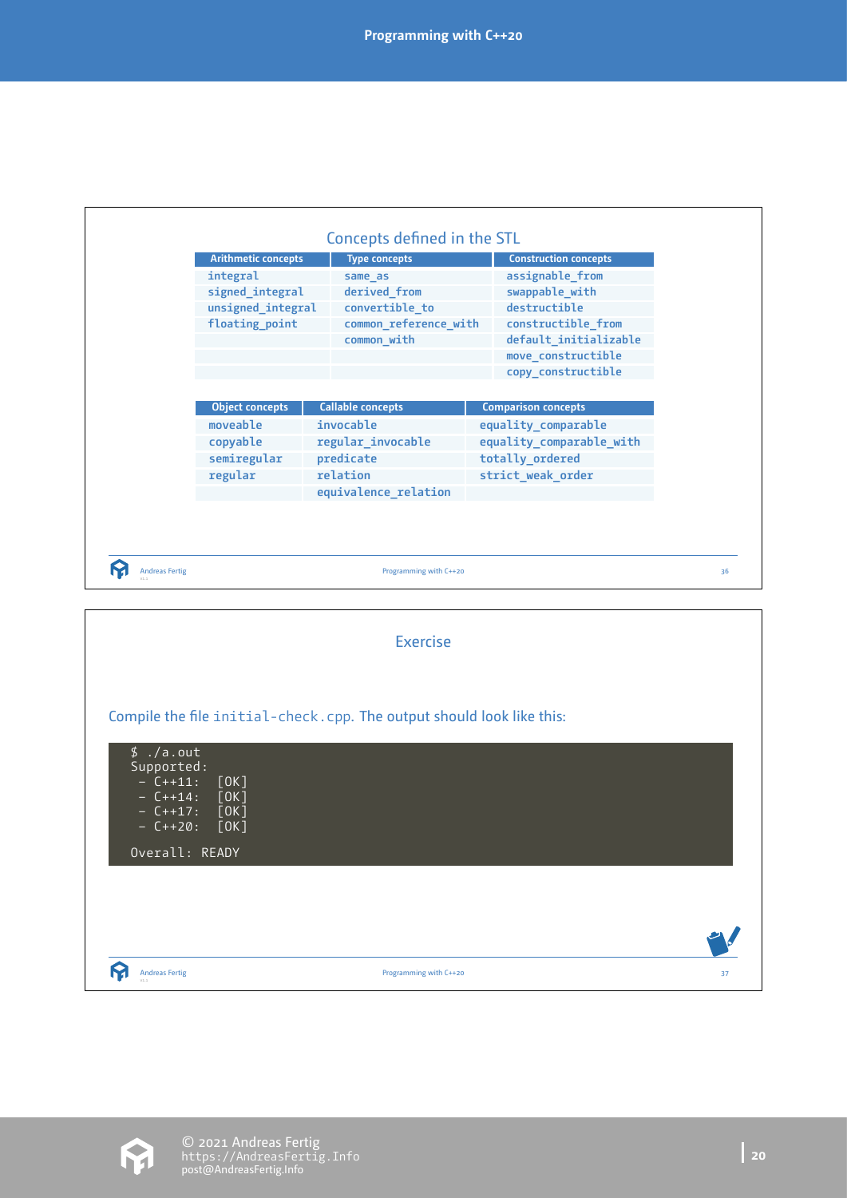## Concepts defined in the STL

| Arithmetic concepts | Type concepts | Construction concepts |
|---|---|---|
| integral | same_as | assignable_from |
| signed_integral | derived_from | swappable_with |
| unsigned_integral | convertible_to | destructible |
| floating_point | common_reference_with | constructible_from |
| | common_with | default_initializable |
| | | move_constructible |
| | | copy_constructible |

| Object concepts | Callable concepts | Comparison concepts |
|---|---|---|
| moveable | invocable | equality_comparable |
| copyable | regular_invocable | equality_comparable_with |
| semiregular | predicate | totally_ordered |
| regular | relation | strict_weak_order |
| | equivalence_relation | |

## Exercise

Compile the file `initial-check.cpp`. The output should look like this:

```
$ ./a.out
Supported:
 - C++11:  [OK]
 - C++14:  [OK]
 - C++17:  [OK]
 - C++20:  [OK]

Overall: READY
```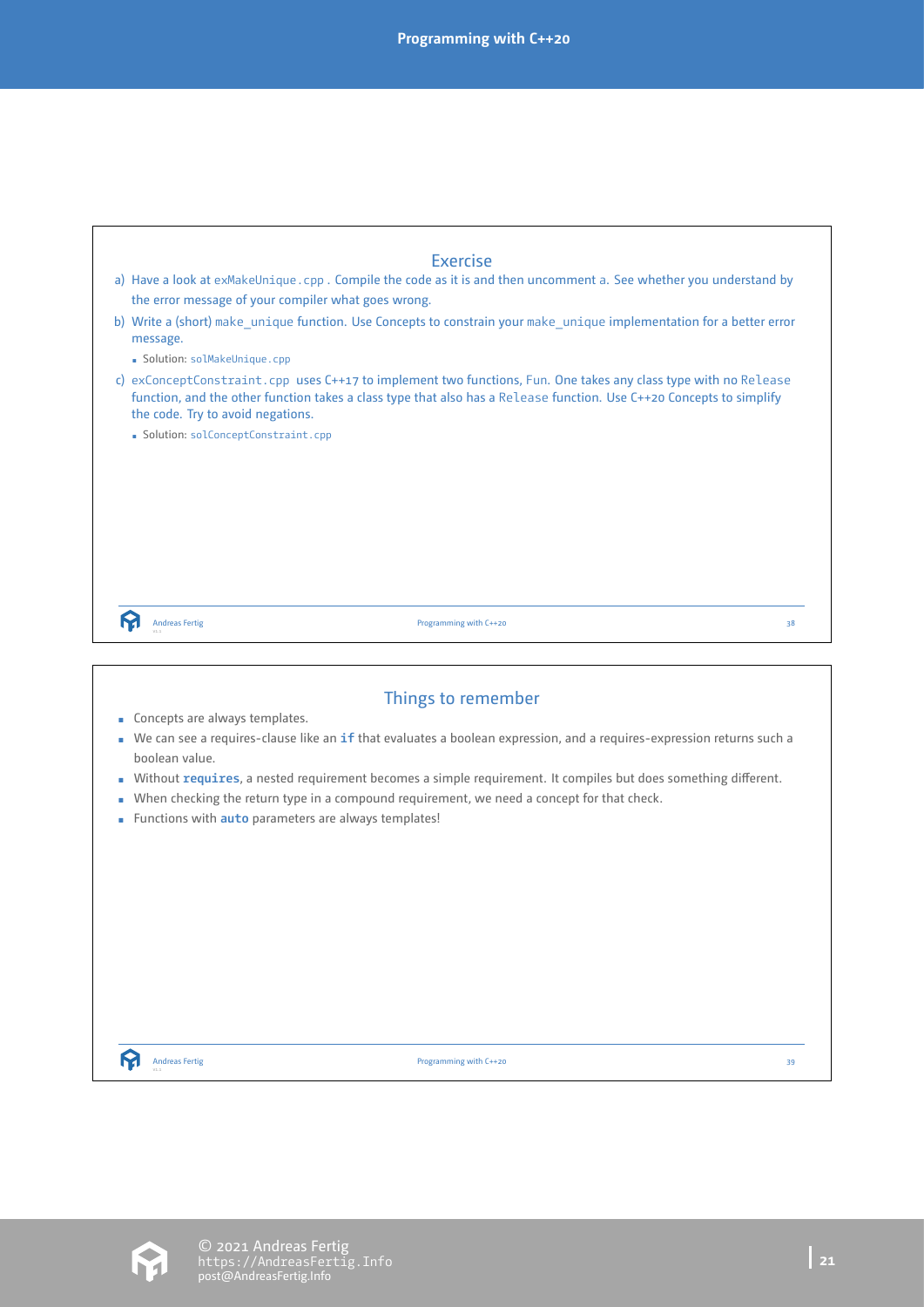## Exercise

a) Have a look at `exMakeUnique.cpp` . Compile the code as it is and then uncomment a. See whether you understand by the error message of your compiler what goes wrong.

b) Write a (short) `make_unique` function. Use Concepts to constrain your `make_unique` implementation for a better error message.

- Solution: `solMakeUnique.cpp`

c) `exConceptConstraint.cpp` uses C++17 to implement two functions, Fun. One takes any class type with no `Release` function, and the other function takes a class type that also has a `Release` function. Use C++20 Concepts to simplify the code. Try to avoid negations.

- Solution: `solConceptConstraint.cpp`

## Things to remember

- Concepts are always templates.
- We can see a requires-clause like an **`if`** that evaluates a boolean expression, and a requires-expression returns such a boolean value.
- Without **`requires`**, a nested requirement becomes a simple requirement. It compiles but does something different.
- When checking the return type in a compound requirement, we need a concept for that check.
- Functions with **`auto`** parameters are always templates!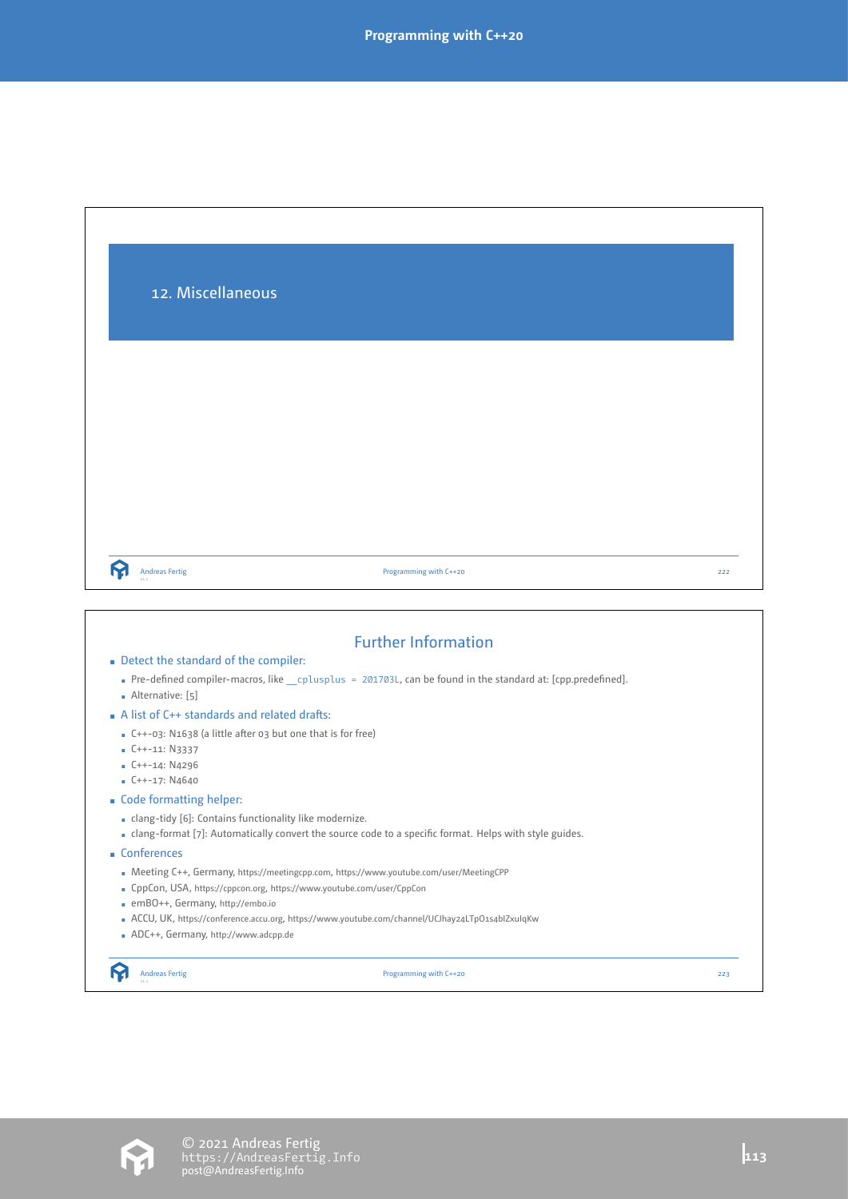# 12. Miscellaneous

## Further Information

- Detect the standard of the compiler:
  - Pre-defined compiler-macros, like `__cplusplus = 201703L`, can be found in the standard at: [cpp.predefined].
  - Alternative: [5]
- A list of C++ standards and related drafts:
  - C++-03: N1638 (a little after 03 but one that is for free)
  - C++-11: N3337
  - C++-14: N4296
  - C++-17: N4640
- Code formatting helper:
  - clang-tidy [6]: Contains functionality like modernize.
  - clang-format [7]: Automatically convert the source code to a specific format. Helps with style guides.
- Conferences
  - Meeting C++, Germany, https://meetingcpp.com, https://www.youtube.com/user/MeetingCPP
  - CppCon, USA, https://cppcon.org, https://www.youtube.com/user/CppCon
  - emBO++, Germany, http://embo.io
  - ACCU, UK, https://conference.accu.org, https://www.youtube.com/channel/UCJhay24LTpO1s4bIZxuIqKw
  - ADC++, Germany, http://www.adcpp.de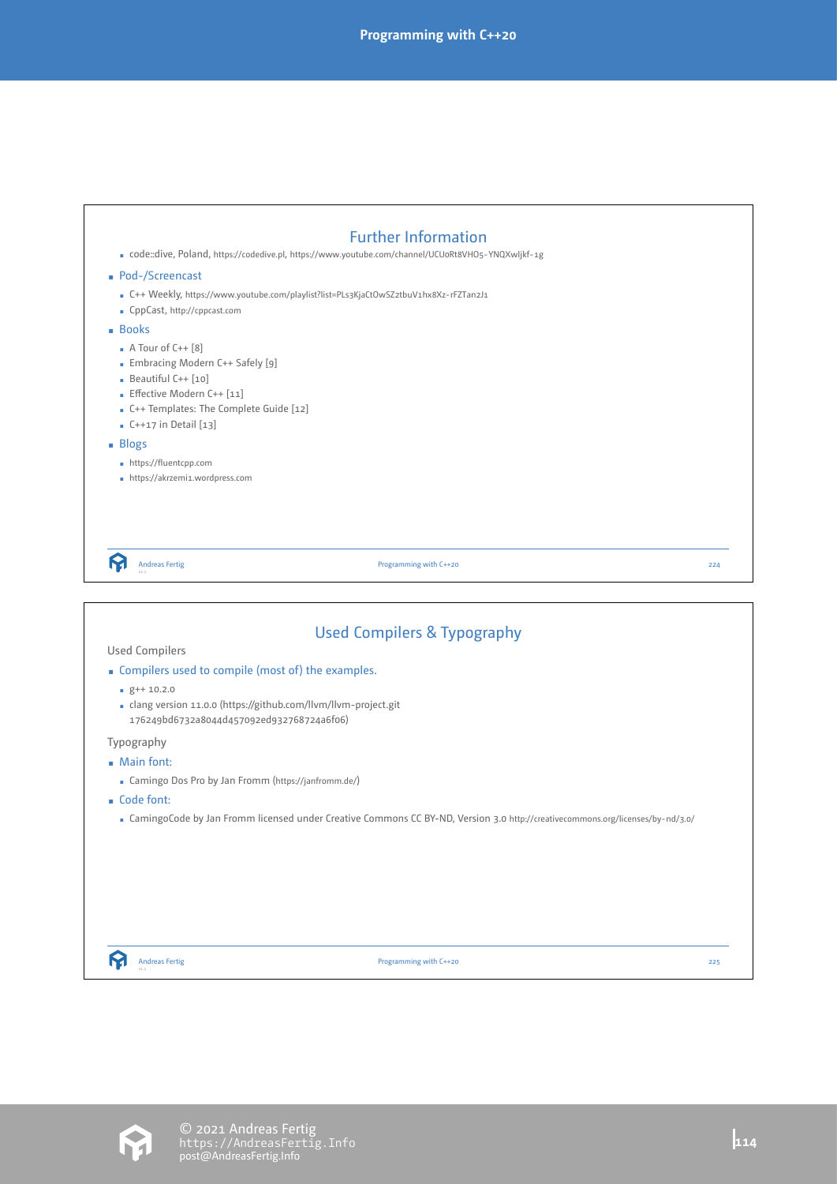## Further Information

- code::dive, Poland, https://codedive.pl, https://www.youtube.com/channel/UCU0Rt8VHO5-YNQXwIjkf-1g
- Pod-/Screencast
  - C++ Weekly, https://www.youtube.com/playlist?list=PLs3KjaCtOwSZ2tbuV1hx8Xz-rFZTan2J1
  - CppCast, http://cppcast.com
- Books
  - A Tour of C++ [8]
  - Embracing Modern C++ Safely [9]
  - Beautiful C++ [10]
  - Effective Modern C++ [11]
  - C++ Templates: The Complete Guide [12]
  - C++17 in Detail [13]
- Blogs
  - https://fluentcpp.com
  - https://akrzemi1.wordpress.com

## Used Compilers & Typography

Used Compilers

- Compilers used to compile (most of) the examples.
  - g++ 10.2.0
  - clang version 11.0.0 (https://github.com/llvm/llvm-project.git 176249bd6732a8044d457092ed932768724a6f06)

Typography

- Main font:
  - Camingo Dos Pro by Jan Fromm (https://janfromm.de/)
- Code font:
  - CamingoCode by Jan Fromm licensed under Creative Commons CC BY-ND, Version 3.0 http://creativecommons.org/licenses/by-nd/3.0/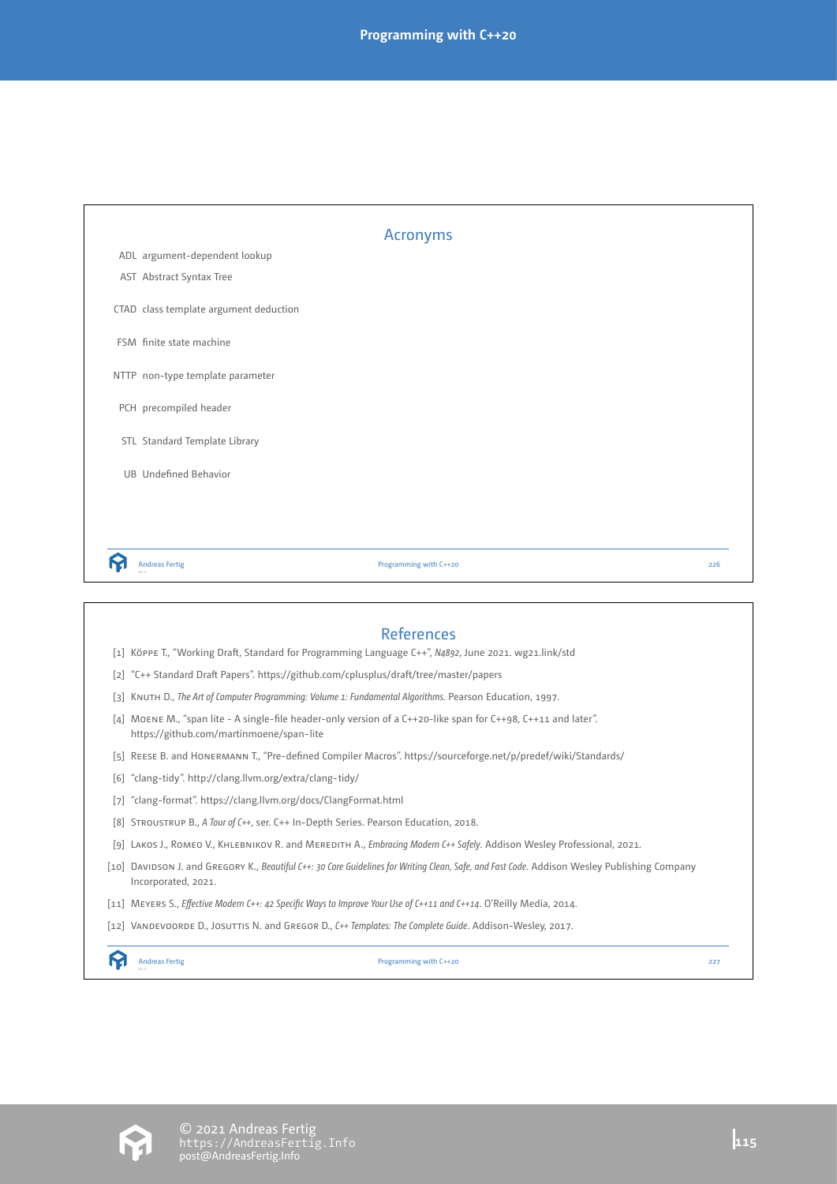## Acronyms

- ADL argument-dependent lookup
- AST Abstract Syntax Tree
- CTAD class template argument deduction
- FSM finite state machine
- NTTP non-type template parameter
- PCH precompiled header
- STL Standard Template Library
- UB Undefined Behavior

## References

[1] Köppe T., "Working Draft, Standard for Programming Language C++", *N4892*, June 2021. wg21.link/std

[2] "C++ Standard Draft Papers". https://github.com/cplusplus/draft/tree/master/papers

[3] Knuth D., *The Art of Computer Programming: Volume 1: Fundamental Algorithms*. Pearson Education, 1997.

[4] Moene M., "span lite - A single-file header-only version of a C++20-like span for C++98, C++11 and later". https://github.com/martinmoene/span-lite

[5] Reese B. and Honermann T., "Pre-defined Compiler Macros". https://sourceforge.net/p/predef/wiki/Standards/

[6] "clang-tidy". http://clang.llvm.org/extra/clang-tidy/

[7] "clang-format". https://clang.llvm.org/docs/ClangFormat.html

[8] Stroustrup B., *A Tour of C++*, ser. C++ In-Depth Series. Pearson Education, 2018.

[9] Lakos J., Romeo V., Khlebnikov R. and Meredith A., *Embracing Modern C++ Safely*. Addison Wesley Professional, 2021.

[10] Davidson J. and Gregory K., *Beautiful C++: 30 Core Guidelines for Writing Clean, Safe, and Fast Code*. Addison Wesley Publishing Company Incorporated, 2021.

[11] Meyers S., *Effective Modern C++: 42 Specific Ways to Improve Your Use of C++11 and C++14*. O'Reilly Media, 2014.

[12] Vandevoorde D., Josuttis N. and Gregor D., *C++ Templates: The Complete Guide*. Addison-Wesley, 2017.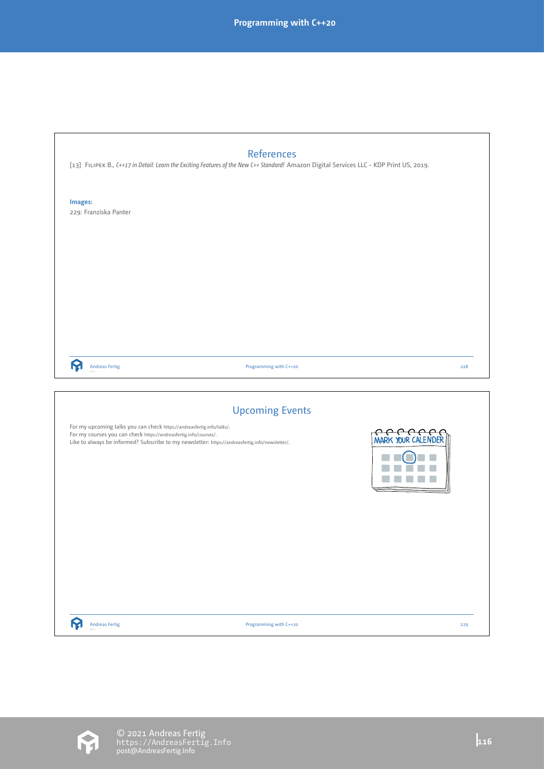## References

[13] Filipek B., *C++17 in Detail: Learn the Exciting Features of the New C++ Standard!* Amazon Digital Services LLC - KDP Print US, 2019.

**Images:**

229: Franziska Panter

## Upcoming Events

For my upcoming talks you can check https://andreasfertig.info/talks/.
For my courses you can check https://andreasfertig.info/courses/.
Like to always be informed? Subscribe to my newsletter: https://andreasfertig.info/newsletter/.

MARK YOUR CALENDER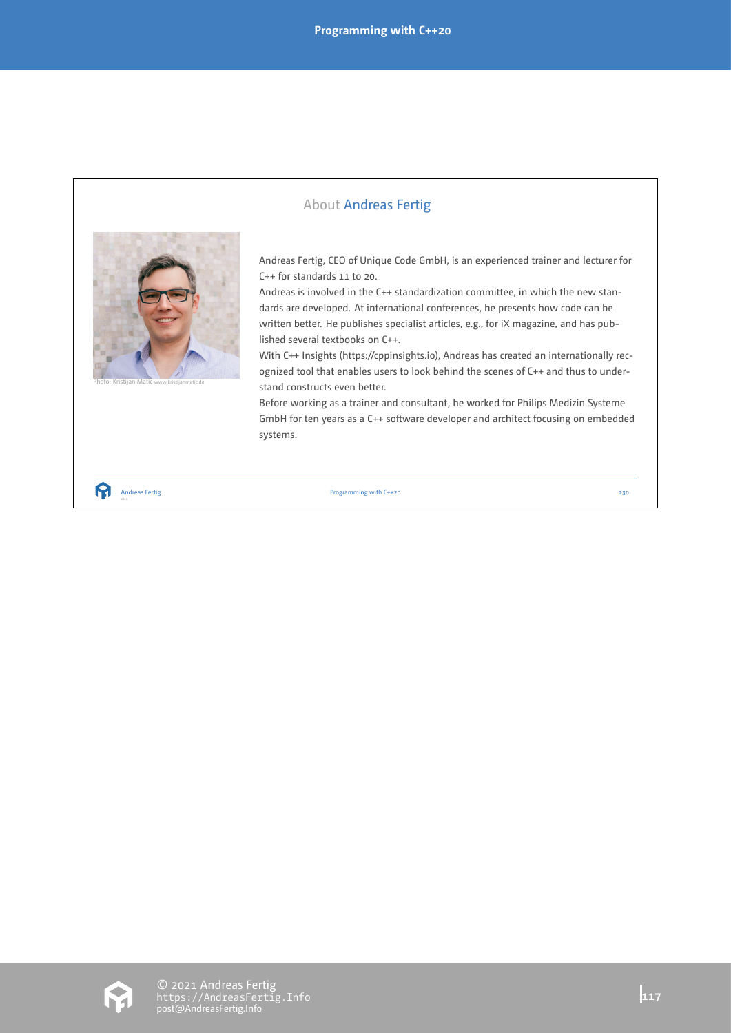## About Andreas Fertig

Photo: Kristijan Matic www.kristijanmatic.de

Andreas Fertig, CEO of Unique Code GmbH, is an experienced trainer and lecturer for C++ for standards 11 to 20.

Andreas is involved in the C++ standardization committee, in which the new standards are developed. At international conferences, he presents how code can be written better. He publishes specialist articles, e.g., for iX magazine, and has published several textbooks on C++.

With C++ Insights (https://cppinsights.io), Andreas has created an internationally recognized tool that enables users to look behind the scenes of C++ and thus to understand constructs even better.

Before working as a trainer and consultant, he worked for Philips Medizin Systeme GmbH for ten years as a C++ software developer and architect focusing on embedded systems.

© 2021 Andreas Fertig
https://AndreasFertig.Info
post@AndreasFertig.Info